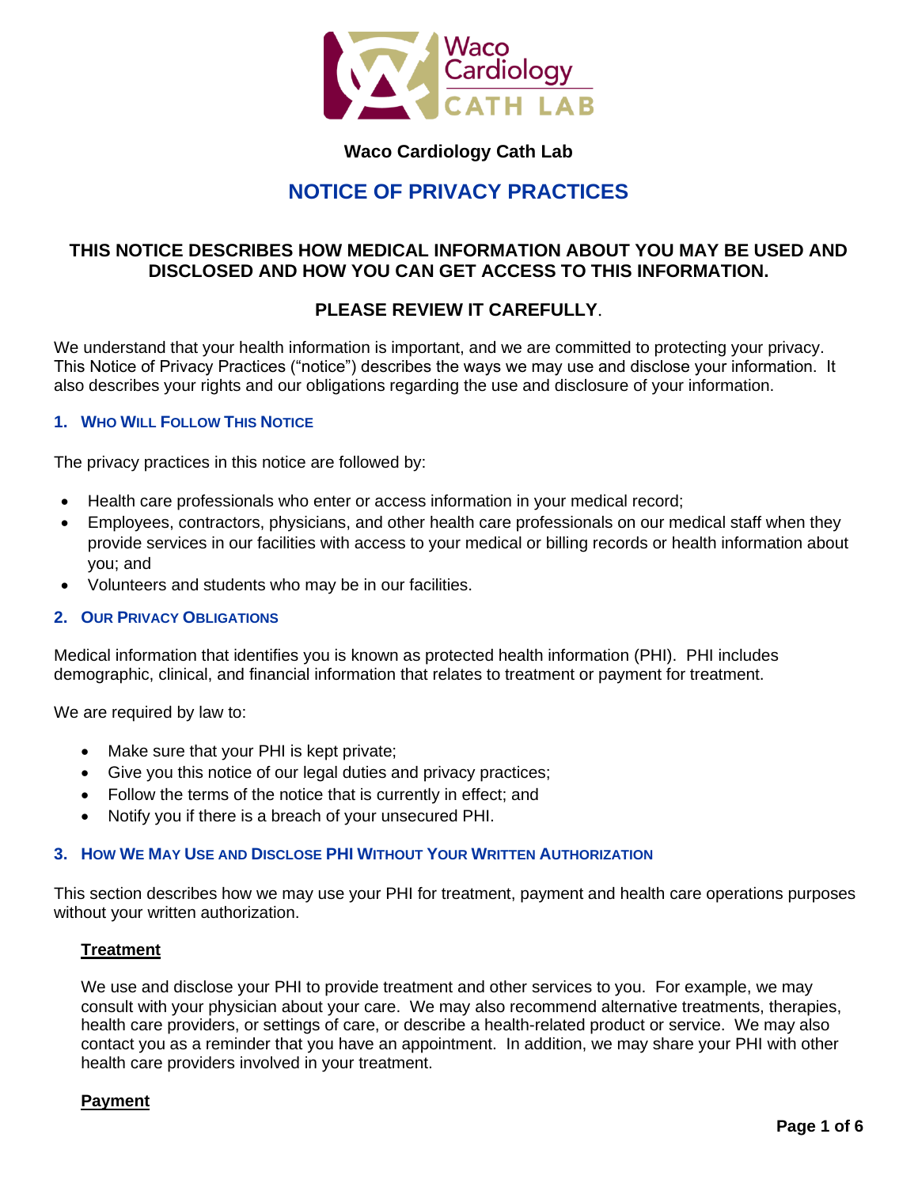**Waco Cardiology Cath Lab**

# NOTICE OF PRIVACY PRACTICES

## THIS NOTICE DESCRIBES HOW MEDICAL INFORMATION ABOUT YOU MAY BE USED AND DISCLOSED AND HOW YOU CAN GET ACCESS TO THIS INFORMATION.

## PLEASE REVIEW IT CAREFULLY.

We understand that your health information is important, and we are committed to protecting your privacy. This Notice of Privacy Practices ("notice") describes the ways we may use and disclose your information. It also describes your rights and our obligations regarding the use and disclosure of your information.

### 1. Who Will Follow This Notice

The privacy practices in this notice are followed by:

- Health care professionals who enter or access information in your medical record;
- Employees, contractors, physicians, and other health care professionals on our medical staff when they provide services in our facilities with access to your medical or billing records or health information about you; and
- Volunteers and students who may be in our facilities.

### 2. Our Privacy Obligations

Medical information that identifies you is known as protected health information (PHI). PHI includes demographic, clinical, and financial information that relates to treatment or payment for treatment.

We are required by law to:

- Make sure that your PHI is kept private;
- Give you this notice of our legal duties and privacy practices;
- Follow the terms of the notice that is currently in effect; and
- Notify you if there is a breach of your unsecured PHI.

### 3. How We May Use and Disclose PHI Without Your Written Authorization

This section describes how we may use your PHI for treatment, payment and health care operations purposes without your written authorization.

**Treatment**

We use and disclose your PHI to provide treatment and other services to you. For example, we may consult with your physician about your care. We may also recommend alternative treatments, therapies, health care providers, or settings of care, or describe a health-related product or service. We may also contact you as a reminder that you have an appointment. In addition, we may share your PHI with other health care providers involved in your treatment.

**Payment**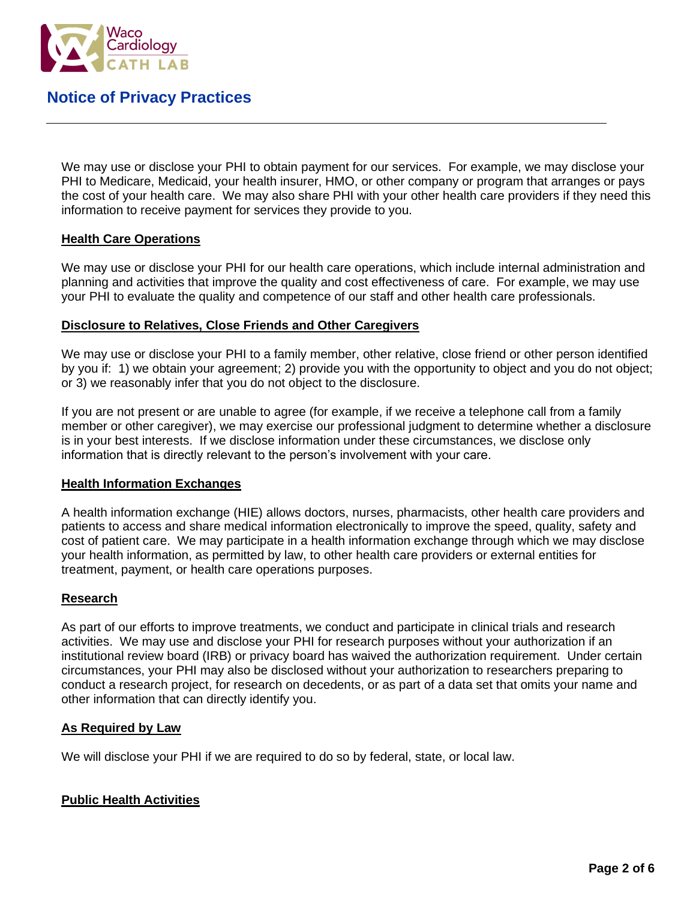We may use or disclose your PHI to obtain payment for our services. For example, we may disclose your PHI to Medicare, Medicaid, your health insurer, HMO, or other company or program that arranges or pays the cost of your health care. We may also share PHI with your other health care providers if they need this information to receive payment for services they provide to you.

**Health Care Operations**

We may use or disclose your PHI for our health care operations, which include internal administration and planning and activities that improve the quality and cost effectiveness of care. For example, we may use your PHI to evaluate the quality and competence of our staff and other health care professionals.

**Disclosure to Relatives, Close Friends and Other Caregivers**

We may use or disclose your PHI to a family member, other relative, close friend or other person identified by you if: 1) we obtain your agreement; 2) provide you with the opportunity to object and you do not object; or 3) we reasonably infer that you do not object to the disclosure.

If you are not present or are unable to agree (for example, if we receive a telephone call from a family member or other caregiver), we may exercise our professional judgment to determine whether a disclosure is in your best interests. If we disclose information under these circumstances, we disclose only information that is directly relevant to the person's involvement with your care.

**Health Information Exchanges**

A health information exchange (HIE) allows doctors, nurses, pharmacists, other health care providers and patients to access and share medical information electronically to improve the speed, quality, safety and cost of patient care. We may participate in a health information exchange through which we may disclose your health information, as permitted by law, to other health care providers or external entities for treatment, payment, or health care operations purposes.

**Research**

As part of our efforts to improve treatments, we conduct and participate in clinical trials and research activities. We may use and disclose your PHI for research purposes without your authorization if an institutional review board (IRB) or privacy board has waived the authorization requirement. Under certain circumstances, your PHI may also be disclosed without your authorization to researchers preparing to conduct a research project, for research on decedents, or as part of a data set that omits your name and other information that can directly identify you.

**As Required by Law**

We will disclose your PHI if we are required to do so by federal, state, or local law.

**Public Health Activities**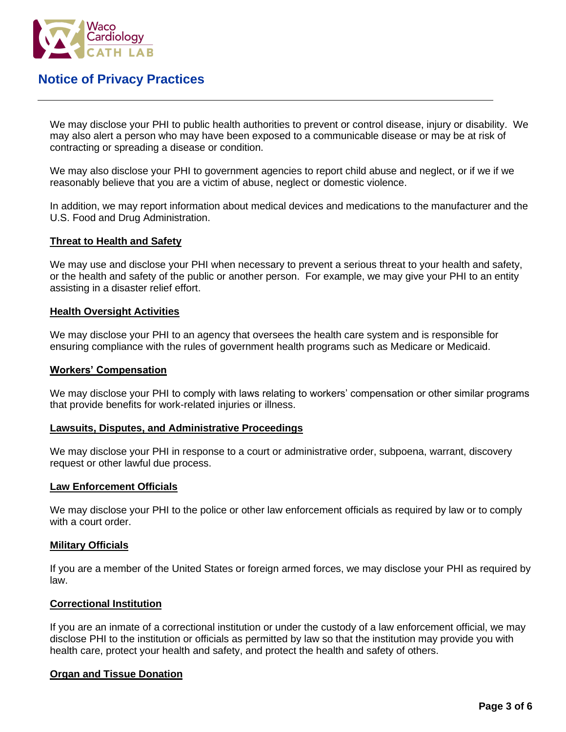We may disclose your PHI to public health authorities to prevent or control disease, injury or disability. We may also alert a person who may have been exposed to a communicable disease or may be at risk of contracting or spreading a disease or condition.

We may also disclose your PHI to government agencies to report child abuse and neglect, or if we if we reasonably believe that you are a victim of abuse, neglect or domestic violence.

In addition, we may report information about medical devices and medications to the manufacturer and the U.S. Food and Drug Administration.

**Threat to Health and Safety**

We may use and disclose your PHI when necessary to prevent a serious threat to your health and safety, or the health and safety of the public or another person. For example, we may give your PHI to an entity assisting in a disaster relief effort.

**Health Oversight Activities**

We may disclose your PHI to an agency that oversees the health care system and is responsible for ensuring compliance with the rules of government health programs such as Medicare or Medicaid.

**Workers' Compensation**

We may disclose your PHI to comply with laws relating to workers' compensation or other similar programs that provide benefits for work-related injuries or illness.

**Lawsuits, Disputes, and Administrative Proceedings**

We may disclose your PHI in response to a court or administrative order, subpoena, warrant, discovery request or other lawful due process.

**Law Enforcement Officials**

We may disclose your PHI to the police or other law enforcement officials as required by law or to comply with a court order.

**Military Officials**

If you are a member of the United States or foreign armed forces, we may disclose your PHI as required by law.

**Correctional Institution**

If you are an inmate of a correctional institution or under the custody of a law enforcement official, we may disclose PHI to the institution or officials as permitted by law so that the institution may provide you with health care, protect your health and safety, and protect the health and safety of others.

**Organ and Tissue Donation**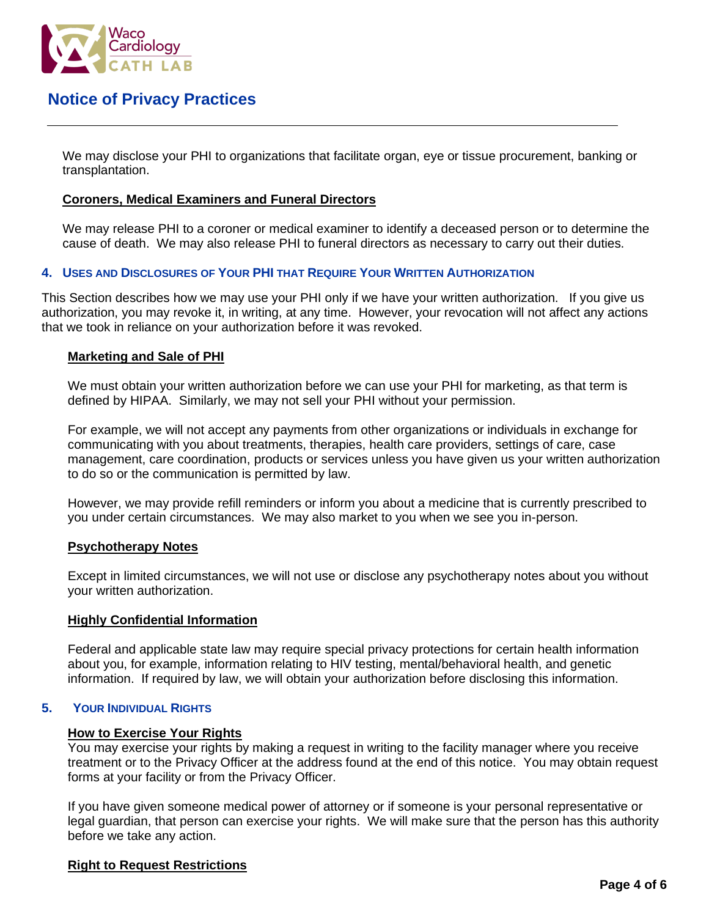We may disclose your PHI to organizations that facilitate organ, eye or tissue procurement, banking or transplantation.

**Coroners, Medical Examiners and Funeral Directors**

We may release PHI to a coroner or medical examiner to identify a deceased person or to determine the cause of death. We may also release PHI to funeral directors as necessary to carry out their duties.

## 4. Uses and Disclosures of Your PHI that Require Your Written Authorization

This Section describes how we may use your PHI only if we have your written authorization. If you give us authorization, you may revoke it, in writing, at any time. However, your revocation will not affect any actions that we took in reliance on your authorization before it was revoked.

**Marketing and Sale of PHI**

We must obtain your written authorization before we can use your PHI for marketing, as that term is defined by HIPAA. Similarly, we may not sell your PHI without your permission.

For example, we will not accept any payments from other organizations or individuals in exchange for communicating with you about treatments, therapies, health care providers, settings of care, case management, care coordination, products or services unless you have given us your written authorization to do so or the communication is permitted by law.

However, we may provide refill reminders or inform you about a medicine that is currently prescribed to you under certain circumstances. We may also market to you when we see you in-person.

**Psychotherapy Notes**

Except in limited circumstances, we will not use or disclose any psychotherapy notes about you without your written authorization.

**Highly Confidential Information**

Federal and applicable state law may require special privacy protections for certain health information about you, for example, information relating to HIV testing, mental/behavioral health, and genetic information. If required by law, we will obtain your authorization before disclosing this information.

## 5. Your Individual Rights

**How to Exercise Your Rights**

You may exercise your rights by making a request in writing to the facility manager where you receive treatment or to the Privacy Officer at the address found at the end of this notice. You may obtain request forms at your facility or from the Privacy Officer.

If you have given someone medical power of attorney or if someone is your personal representative or legal guardian, that person can exercise your rights. We will make sure that the person has this authority before we take any action.

**Right to Request Restrictions**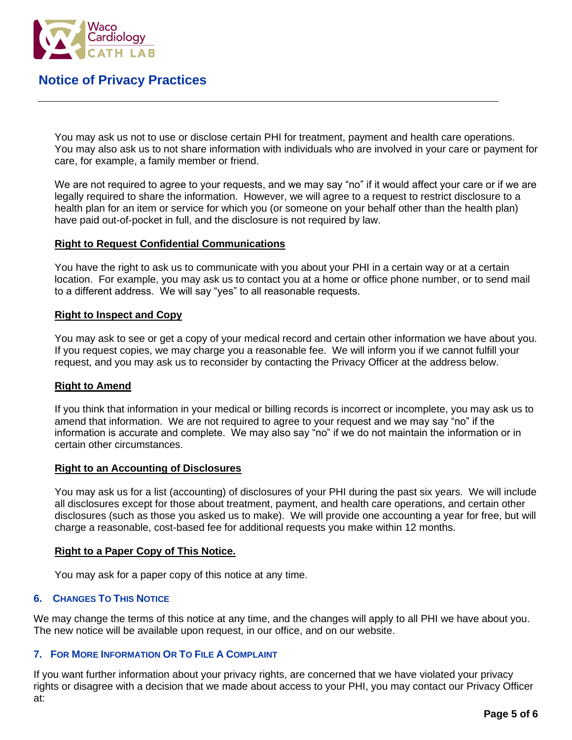You may ask us not to use or disclose certain PHI for treatment, payment and health care operations. You may also ask us to not share information with individuals who are involved in your care or payment for care, for example, a family member or friend.

We are not required to agree to your requests, and we may say "no" if it would affect your care or if we are legally required to share the information. However, we will agree to a request to restrict disclosure to a health plan for an item or service for which you (or someone on your behalf other than the health plan) have paid out-of-pocket in full, and the disclosure is not required by law.

**Right to Request Confidential Communications**

You have the right to ask us to communicate with you about your PHI in a certain way or at a certain location. For example, you may ask us to contact you at a home or office phone number, or to send mail to a different address. We will say "yes" to all reasonable requests.

**Right to Inspect and Copy**

You may ask to see or get a copy of your medical record and certain other information we have about you. If you request copies, we may charge you a reasonable fee. We will inform you if we cannot fulfill your request, and you may ask us to reconsider by contacting the Privacy Officer at the address below.

**Right to Amend**

If you think that information in your medical or billing records is incorrect or incomplete, you may ask us to amend that information. We are not required to agree to your request and we may say "no" if the information is accurate and complete. We may also say "no" if we do not maintain the information or in certain other circumstances.

**Right to an Accounting of Disclosures**

You may ask us for a list (accounting) of disclosures of your PHI during the past six years. We will include all disclosures except for those about treatment, payment, and health care operations, and certain other disclosures (such as those you asked us to make). We will provide one accounting a year for free, but will charge a reasonable, cost-based fee for additional requests you make within 12 months.

**Right to a Paper Copy of This Notice.**

You may ask for a paper copy of this notice at any time.

## 6. Changes To This Notice

We may change the terms of this notice at any time, and the changes will apply to all PHI we have about you. The new notice will be available upon request, in our office, and on our website.

## 7. For More Information Or To File A Complaint

If you want further information about your privacy rights, are concerned that we have violated your privacy rights or disagree with a decision that we made about access to your PHI, you may contact our Privacy Officer at: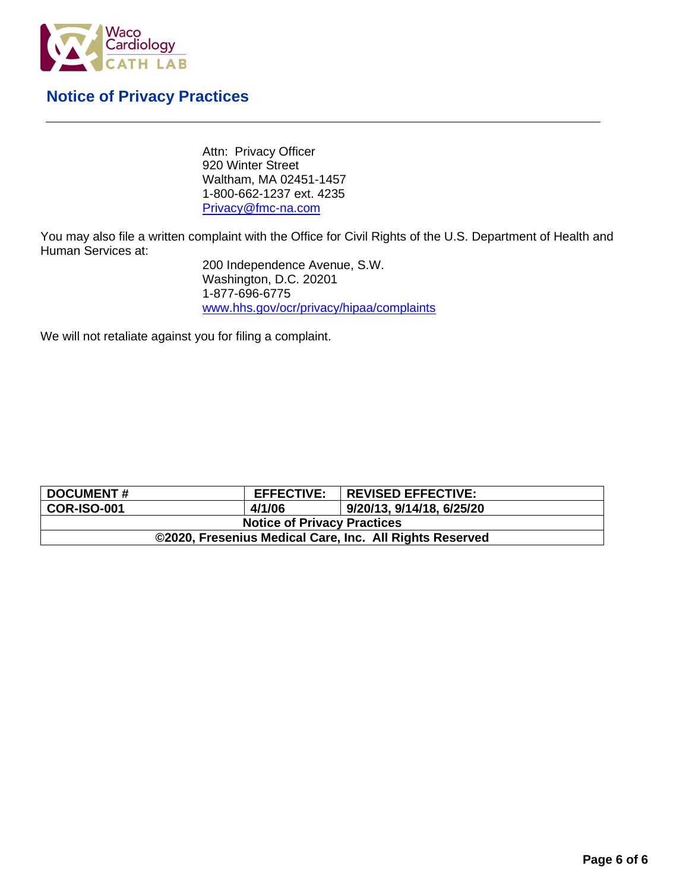## Notice of Privacy Practices

Attn: Privacy Officer
920 Winter Street
Waltham, MA 02451-1457
1-800-662-1237 ext. 4235
Privacy@fmc-na.com

You may also file a written complaint with the Office for Civil Rights of the U.S. Department of Health and Human Services at:

200 Independence Avenue, S.W.
Washington, D.C. 20201
1-877-696-6775
www.hhs.gov/ocr/privacy/hipaa/complaints

We will not retaliate against you for filing a complaint.

| DOCUMENT # | EFFECTIVE: | REVISED EFFECTIVE: |
|---|---|---|
| COR-ISO-001 | 4/1/06 | 9/20/13, 9/14/18, 6/25/20 |
| Notice of Privacy Practices | | |
| ©2020, Fresenius Medical Care, Inc. All Rights Reserved | | |